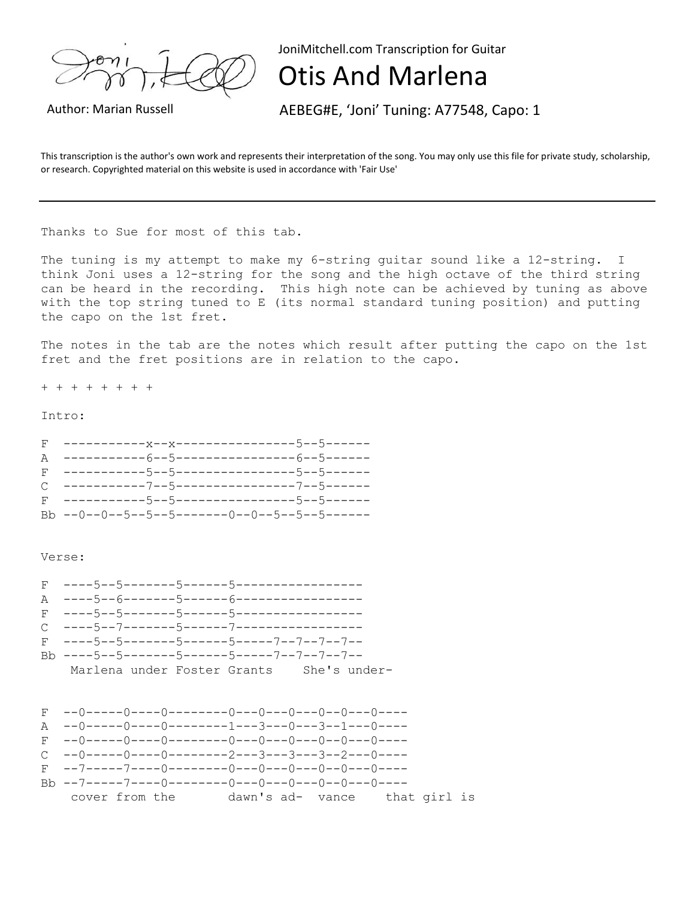JoniMitchell.com Transcription for Guitar

# Otis And Marlena

Author: Marian Russell

AEBEG#E, 'Joni' Tuning: A77548, Capo: 1

This transcription is the author's own work and represents their interpretation of the song. You may only use this file for private study, scholarship, or research. Copyrighted material on this website is used in accordance with 'Fair Use'

---

```
Thanks to Sue for most of this tab.

The tuning is my attempt to make my 6-string guitar sound like a 12-string.  I
think Joni uses a 12-string for the song and the high octave of the third string
can be heard in the recording.  This high note can be achieved by tuning as above
with the top string tuned to E (its normal standard tuning position) and putting
the capo on the 1st fret.

The notes in the tab are the notes which result after putting the capo on the 1st
fret and the fret positions are in relation to the capo.

+ + + + + + + +

Intro:

F  -----------x--x----------------5--5------
A  -----------6--5----------------6--5------
F  -----------5--5----------------5--5------
C  -----------7--5----------------7--5------
F  -----------5--5----------------5--5------
Bb --0--0--5--5--5-------0--0--5--5--5------


Verse:

F  ----5--5-------5------5-----------------
A  ----5--6-------5------6-----------------
F  ----5--5-------5------5-----------------
C  ----5--7-------5------7-----------------
F  ----5--5-------5------5-----7--7--7--7--
Bb ----5--5-------5------5-----7--7--7--7--
    Marlena under Foster Grants    She's under-


F  --0-----0----0--------0---0---0---0--0---0----
A  --0-----0----0--------1---3---0---3--1---0----
F  --0-----0----0--------0---0---0---0--0---0----
C  --0-----0----0--------2---3---3---3--2---0----
F  --7-----7----0--------0---0---0---0--0---0----
Bb --7-----7----0--------0---0---0---0--0---0----
    cover from the       dawn's ad-  vance    that girl is
```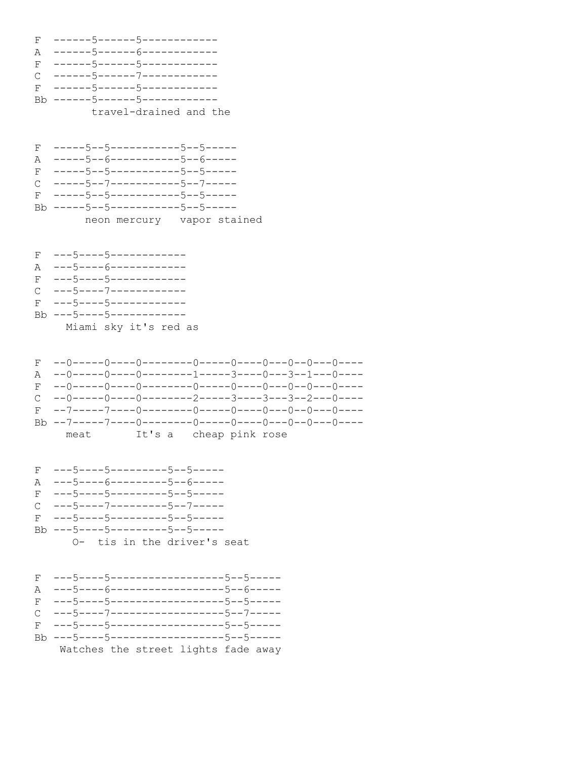```
F  ------5------5------------
A  ------5------6------------
F  ------5------5------------
C  ------5------7------------
F  ------5------5------------
Bb ------5------5------------
         travel-drained and the


F  -----5--5-----------5--5-----
A  -----5--6-----------5--6-----
F  -----5--5-----------5--5-----
C  -----5--7-----------5--7-----
F  -----5--5-----------5--5-----
Bb -----5--5-----------5--5-----
        neon mercury   vapor stained


F  ---5----5------------
A  ---5----6------------
F  ---5----5------------
C  ---5----7------------
F  ---5----5------------
Bb ---5----5------------
     Miami sky it's red as


F  --0-----0----0--------0-----0----0---0--0---0----
A  --0-----0----0--------1-----3----0---3--1---0----
F  --0-----0----0--------0-----0----0---0--0---0----
C  --0-----0----0--------2-----3----3---3--2---0----
F  --7-----7----0--------0-----0----0---0--0---0----
Bb --7-----7----0--------0-----0----0---0--0---0----
     meat       It's a   cheap pink rose


F  ---5----5---------5--5-----
A  ---5----6---------5--6-----
F  ---5----5---------5--5-----
C  ---5----7---------5--7-----
F  ---5----5---------5--5-----
Bb ---5----5---------5--5-----
      O-  tis in the driver's seat


F  ---5----5------------------5--5-----
A  ---5----6------------------5--6-----
F  ---5----5------------------5--5-----
C  ---5----7------------------5--7-----
F  ---5----5------------------5--5-----
Bb ---5----5------------------5--5-----
    Watches the street lights fade away
```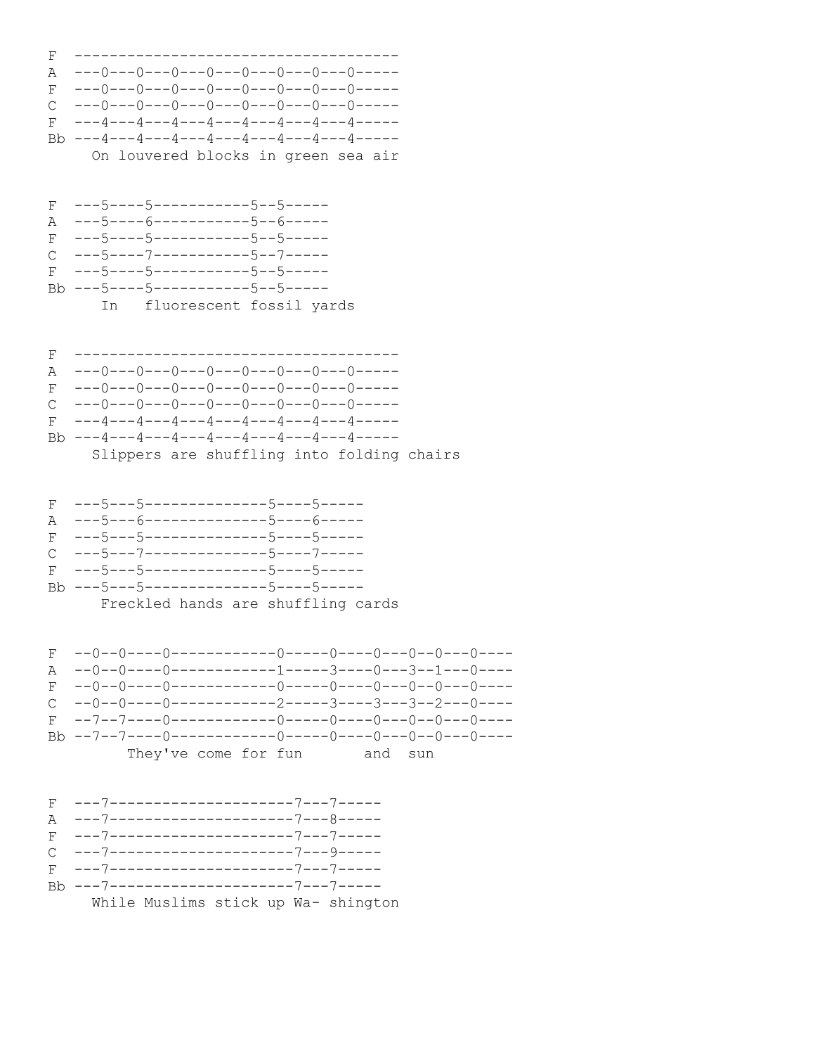```
F  ------------------------------------
A  ---0---0---0---0---0---0---0---0-----
F  ---0---0---0---0---0---0---0---0-----
C  ---0---0---0---0---0---0---0---0-----
F  ---4---4---4---4---4---4---4---4-----
Bb ---4---4---4---4---4---4---4---4-----
     On louvered blocks in green sea air


F  ---5----5-----------5--5-----
A  ---5----6-----------5--6-----
F  ---5----5-----------5--5-----
C  ---5----7-----------5--7-----
F  ---5----5-----------5--5-----
Bb ---5----5-----------5--5-----
      In   fluorescent fossil yards


F  ------------------------------------
A  ---0---0---0---0---0---0---0---0-----
F  ---0---0---0---0---0---0---0---0-----
C  ---0---0---0---0---0---0---0---0-----
F  ---4---4---4---4---4---4---4---4-----
Bb ---4---4---4---4---4---4---4---4-----
     Slippers are shuffling into folding chairs


F  ---5---5--------------5----5-----
A  ---5---6--------------5----6-----
F  ---5---5--------------5----5-----
C  ---5---7--------------5----7-----
F  ---5---5--------------5----5-----
Bb ---5---5--------------5----5-----
      Freckled hands are shuffling cards


F  --0--0----0------------0-----0----0---0--0---0----
A  --0--0----0------------1-----3----0---3--1---0----
F  --0--0----0------------0-----0----0---0--0---0----
C  --0--0----0------------2-----3----3---3--2---0----
F  --7--7----0------------0-----0----0---0--0---0----
Bb --7--7----0------------0-----0----0---0--0---0----
         They've come for fun       and  sun


F  ---7---------------------7---7-----
A  ---7---------------------7---8-----
F  ---7---------------------7---7-----
C  ---7---------------------7---9-----
F  ---7---------------------7---7-----
Bb ---7---------------------7---7-----
     While Muslims stick up Wa- shington
```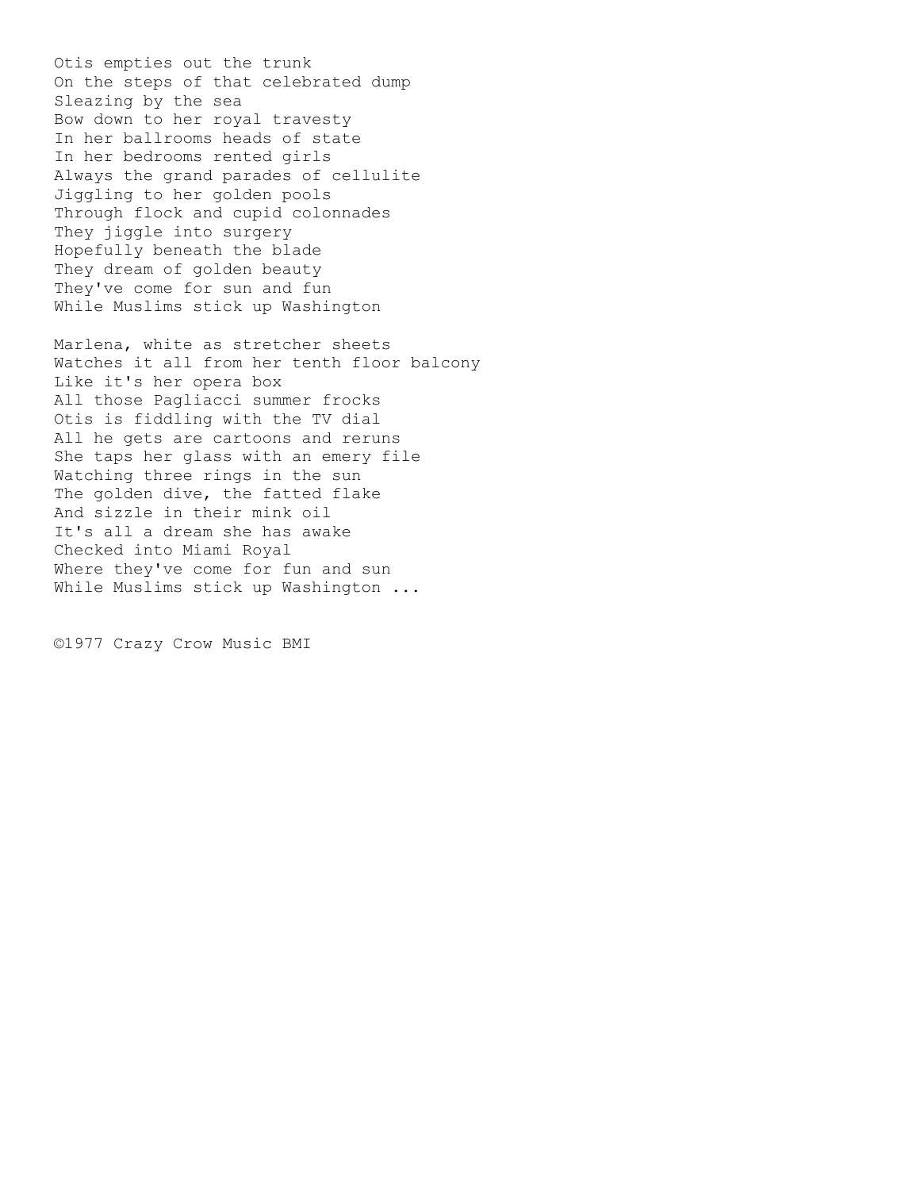Otis empties out the trunk
On the steps of that celebrated dump
Sleazing by the sea
Bow down to her royal travesty
In her ballrooms heads of state
In her bedrooms rented girls
Always the grand parades of cellulite
Jiggling to her golden pools
Through flock and cupid colonnades
They jiggle into surgery
Hopefully beneath the blade
They dream of golden beauty
They've come for sun and fun
While Muslims stick up Washington

Marlena, white as stretcher sheets
Watches it all from her tenth floor balcony
Like it's her opera box
All those Pagliacci summer frocks
Otis is fiddling with the TV dial
All he gets are cartoons and reruns
She taps her glass with an emery file
Watching three rings in the sun
The golden dive, the fatted flake
And sizzle in their mink oil
It's all a dream she has awake
Checked into Miami Royal
Where they've come for fun and sun
While Muslims stick up Washington ...

©1977 Crazy Crow Music BMI